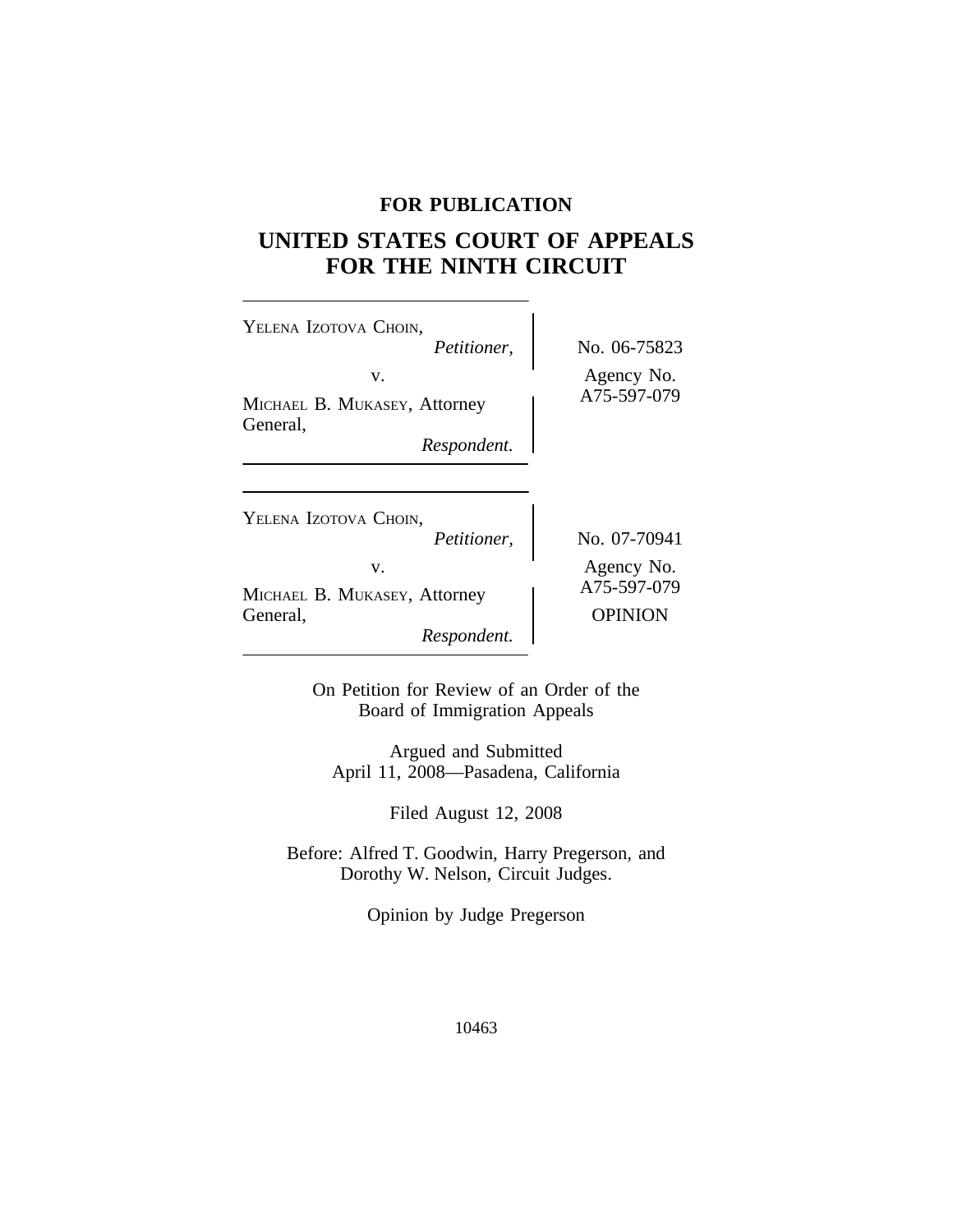**FOR PUBLICATION**

# UNITED STATES COURT OF APPEALS FOR THE NINTH CIRCUIT

YELENA IZOTOVA CHOIN,
*Petitioner,*
v.
MICHAEL B. MUKASEY, Attorney General,
*Respondent.*

No. 06-75823
Agency No. A75-597-079

YELENA IZOTOVA CHOIN,
*Petitioner,*
v.
MICHAEL B. MUKASEY, Attorney General,
*Respondent.*

No. 07-70941
Agency No. A75-597-079
OPINION

On Petition for Review of an Order of the Board of Immigration Appeals

Argued and Submitted
April 11, 2008—Pasadena, California

Filed August 12, 2008

Before: Alfred T. Goodwin, Harry Pregerson, and Dorothy W. Nelson, Circuit Judges.

Opinion by Judge Pregerson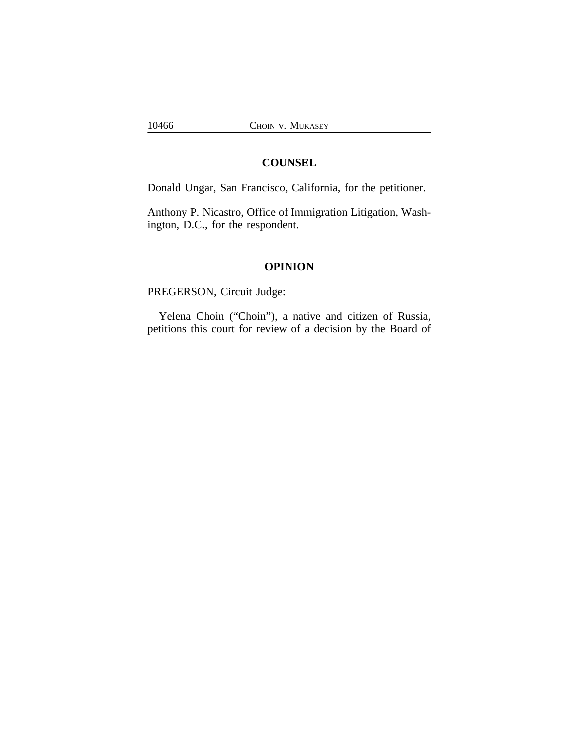## COUNSEL

Donald Ungar, San Francisco, California, for the petitioner.

Anthony P. Nicastro, Office of Immigration Litigation, Washington, D.C., for the respondent.

## OPINION

PREGERSON, Circuit Judge:

Yelena Choin ("Choin"), a native and citizen of Russia, petitions this court for review of a decision by the Board of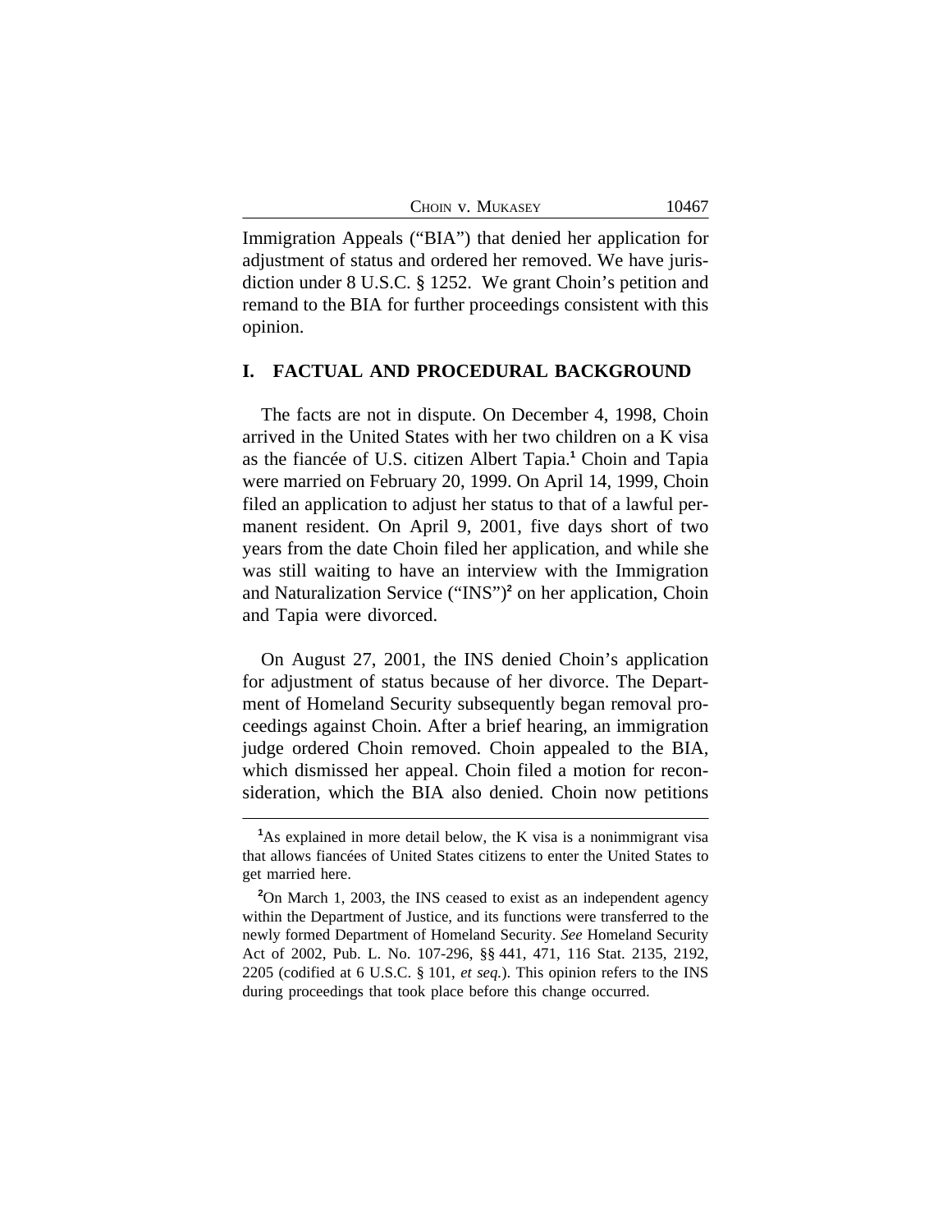Immigration Appeals ("BIA") that denied her application for adjustment of status and ordered her removed. We have jurisdiction under 8 U.S.C. § 1252. We grant Choin's petition and remand to the BIA for further proceedings consistent with this opinion.

## I. FACTUAL AND PROCEDURAL BACKGROUND

The facts are not in dispute. On December 4, 1998, Choin arrived in the United States with her two children on a K visa as the fiancée of U.S. citizen Albert Tapia.[1] Choin and Tapia were married on February 20, 1999. On April 14, 1999, Choin filed an application to adjust her status to that of a lawful permanent resident. On April 9, 2001, five days short of two years from the date Choin filed her application, and while she was still waiting to have an interview with the Immigration and Naturalization Service ("INS")[2] on her application, Choin and Tapia were divorced.

On August 27, 2001, the INS denied Choin's application for adjustment of status because of her divorce. The Department of Homeland Security subsequently began removal proceedings against Choin. After a brief hearing, an immigration judge ordered Choin removed. Choin appealed to the BIA, which dismissed her appeal. Choin filed a motion for reconsideration, which the BIA also denied. Choin now petitions

---

[1]As explained in more detail below, the K visa is a nonimmigrant visa that allows fiancées of United States citizens to enter the United States to get married here.

[2]On March 1, 2003, the INS ceased to exist as an independent agency within the Department of Justice, and its functions were transferred to the newly formed Department of Homeland Security. *See* Homeland Security Act of 2002, Pub. L. No. 107-296, §§ 441, 471, 116 Stat. 2135, 2192, 2205 (codified at 6 U.S.C. § 101, *et seq.*). This opinion refers to the INS during proceedings that took place before this change occurred.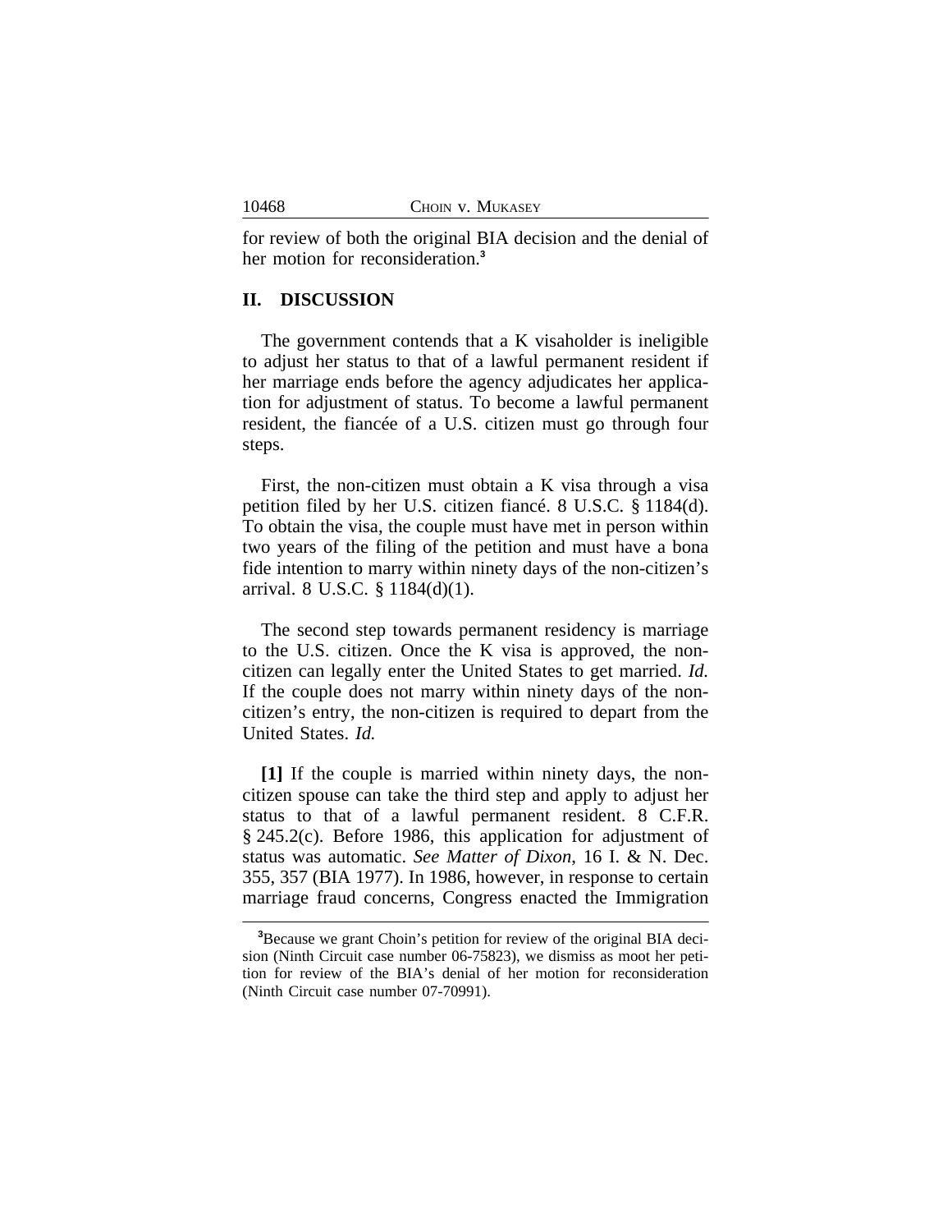for review of both the original BIA decision and the denial of her motion for reconsideration.[3]

## II. DISCUSSION

The government contends that a K visaholder is ineligible to adjust her status to that of a lawful permanent resident if her marriage ends before the agency adjudicates her application for adjustment of status. To become a lawful permanent resident, the fiancée of a U.S. citizen must go through four steps.

First, the non-citizen must obtain a K visa through a visa petition filed by her U.S. citizen fiancé. 8 U.S.C. § 1184(d). To obtain the visa, the couple must have met in person within two years of the filing of the petition and must have a bona fide intention to marry within ninety days of the non-citizen's arrival. 8 U.S.C. § 1184(d)(1).

The second step towards permanent residency is marriage to the U.S. citizen. Once the K visa is approved, the non-citizen can legally enter the United States to get married. *Id.* If the couple does not marry within ninety days of the non-citizen's entry, the non-citizen is required to depart from the United States. *Id.*

**[1]** If the couple is married within ninety days, the non-citizen spouse can take the third step and apply to adjust her status to that of a lawful permanent resident. 8 C.F.R. § 245.2(c). Before 1986, this application for adjustment of status was automatic. *See Matter of Dixon*, 16 I. & N. Dec. 355, 357 (BIA 1977). In 1986, however, in response to certain marriage fraud concerns, Congress enacted the Immigration

[3]Because we grant Choin's petition for review of the original BIA decision (Ninth Circuit case number 06-75823), we dismiss as moot her petition for review of the BIA's denial of her motion for reconsideration (Ninth Circuit case number 07-70991).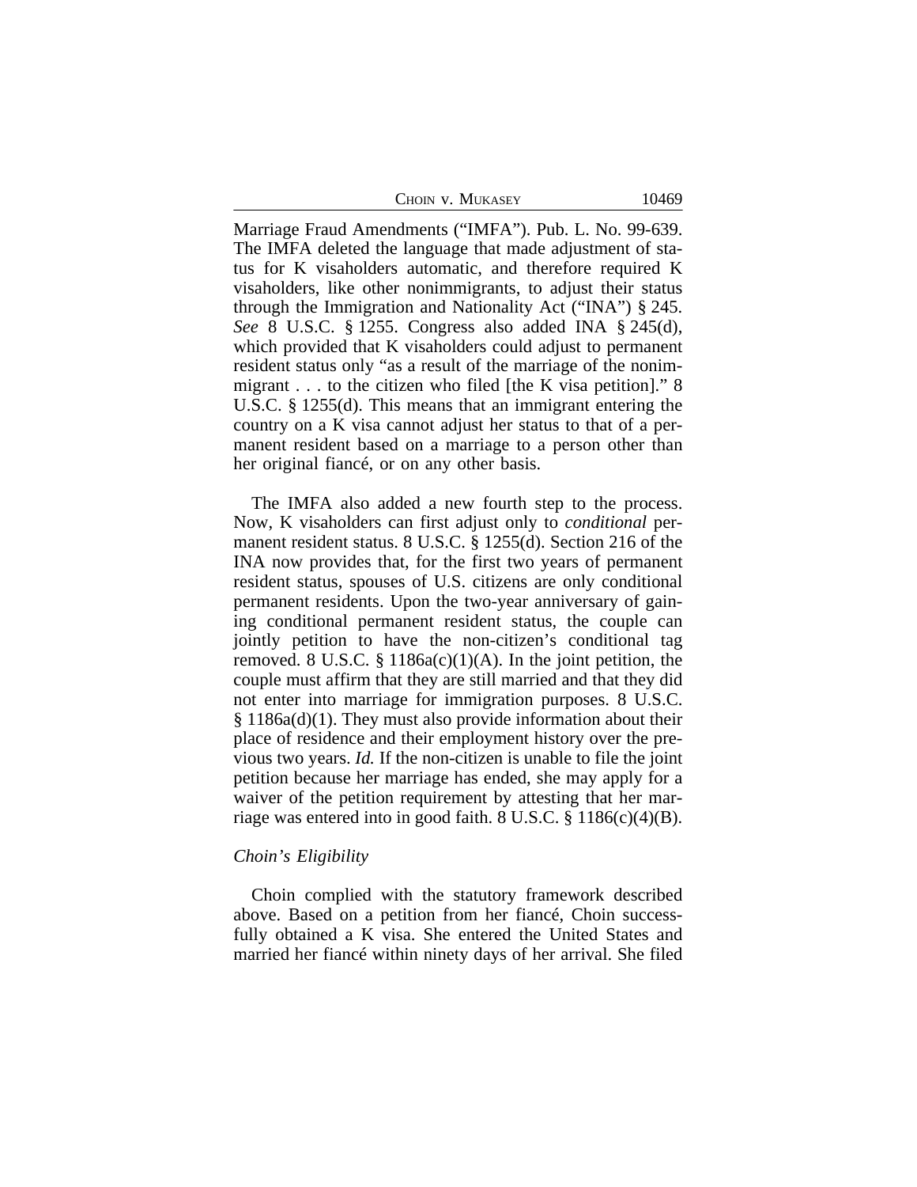Marriage Fraud Amendments ("IMFA"). Pub. L. No. 99-639. The IMFA deleted the language that made adjustment of status for K visaholders automatic, and therefore required K visaholders, like other nonimmigrants, to adjust their status through the Immigration and Nationality Act ("INA") § 245. *See* 8 U.S.C. § 1255. Congress also added INA § 245(d), which provided that K visaholders could adjust to permanent resident status only "as a result of the marriage of the nonimmigrant . . . to the citizen who filed [the K visa petition]." 8 U.S.C. § 1255(d). This means that an immigrant entering the country on a K visa cannot adjust her status to that of a permanent resident based on a marriage to a person other than her original fiancé, or on any other basis.

The IMFA also added a new fourth step to the process. Now, K visaholders can first adjust only to *conditional* permanent resident status. 8 U.S.C. § 1255(d). Section 216 of the INA now provides that, for the first two years of permanent resident status, spouses of U.S. citizens are only conditional permanent residents. Upon the two-year anniversary of gaining conditional permanent resident status, the couple can jointly petition to have the non-citizen's conditional tag removed. 8 U.S.C. § 1186a(c)(1)(A). In the joint petition, the couple must affirm that they are still married and that they did not enter into marriage for immigration purposes. 8 U.S.C. § 1186a(d)(1). They must also provide information about their place of residence and their employment history over the previous two years. *Id.* If the non-citizen is unable to file the joint petition because her marriage has ended, she may apply for a waiver of the petition requirement by attesting that her marriage was entered into in good faith. 8 U.S.C. § 1186(c)(4)(B).

*Choin's Eligibility*

Choin complied with the statutory framework described above. Based on a petition from her fiancé, Choin successfully obtained a K visa. She entered the United States and married her fiancé within ninety days of her arrival. She filed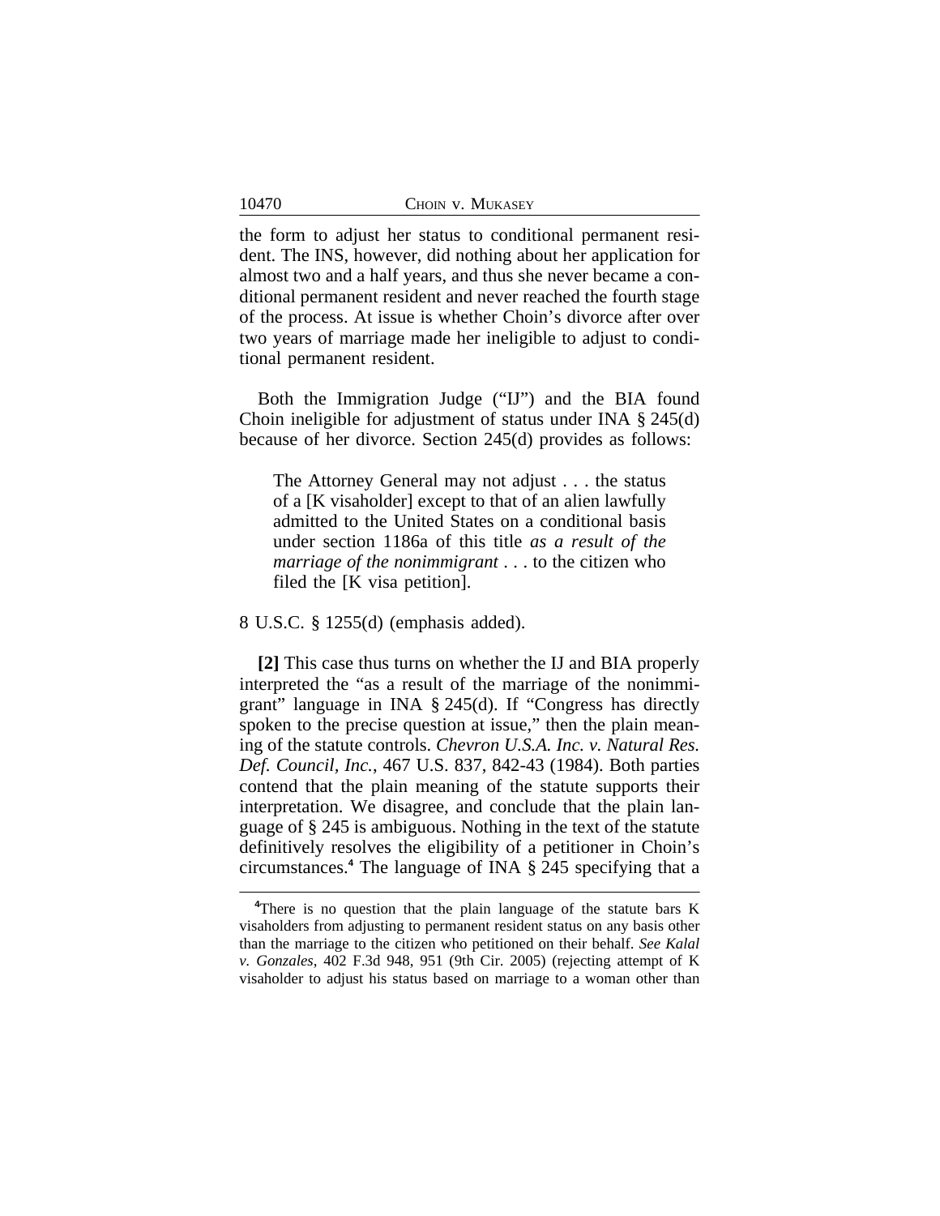the form to adjust her status to conditional permanent resident. The INS, however, did nothing about her application for almost two and a half years, and thus she never became a conditional permanent resident and never reached the fourth stage of the process. At issue is whether Choin's divorce after over two years of marriage made her ineligible to adjust to conditional permanent resident.

Both the Immigration Judge ("IJ") and the BIA found Choin ineligible for adjustment of status under INA § 245(d) because of her divorce. Section 245(d) provides as follows:

> The Attorney General may not adjust . . . the status of a [K visaholder] except to that of an alien lawfully admitted to the United States on a conditional basis under section 1186a of this title *as a result of the marriage of the nonimmigrant* . . . to the citizen who filed the [K visa petition].

8 U.S.C. § 1255(d) (emphasis added).

**[2]** This case thus turns on whether the IJ and BIA properly interpreted the "as a result of the marriage of the nonimmigrant" language in INA § 245(d). If "Congress has directly spoken to the precise question at issue," then the plain meaning of the statute controls. *Chevron U.S.A. Inc. v. Natural Res. Def. Council, Inc.*, 467 U.S. 837, 842-43 (1984). Both parties contend that the plain meaning of the statute supports their interpretation. We disagree, and conclude that the plain language of § 245 is ambiguous. Nothing in the text of the statute definitively resolves the eligibility of a petitioner in Choin's circumstances.[4] The language of INA § 245 specifying that a

[4] There is no question that the plain language of the statute bars K visaholders from adjusting to permanent resident status on any basis other than the marriage to the citizen who petitioned on their behalf. *See Kalal v. Gonzales*, 402 F.3d 948, 951 (9th Cir. 2005) (rejecting attempt of K visaholder to adjust his status based on marriage to a woman other than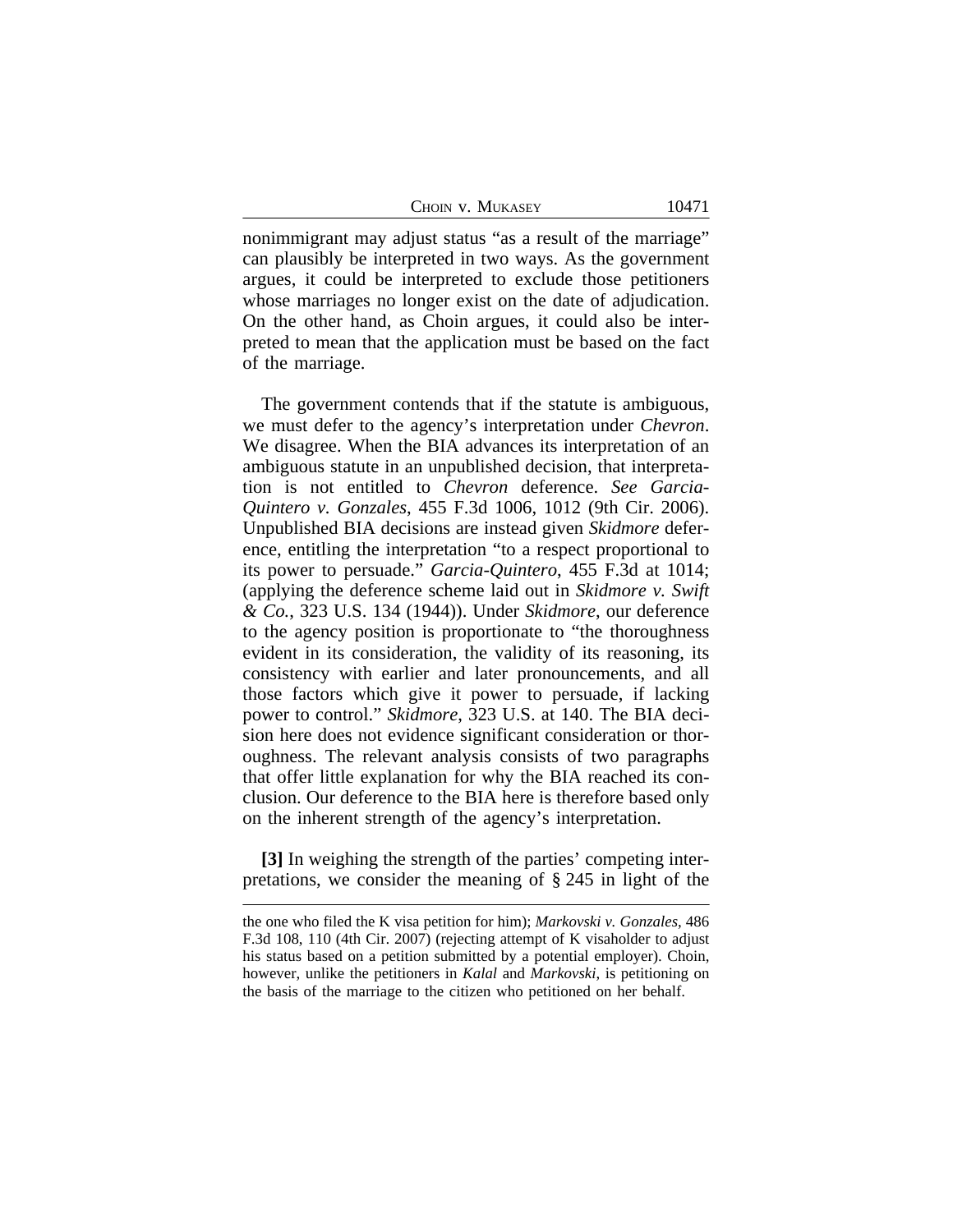nonimmigrant may adjust status "as a result of the marriage" can plausibly be interpreted in two ways. As the government argues, it could be interpreted to exclude those petitioners whose marriages no longer exist on the date of adjudication. On the other hand, as Choin argues, it could also be interpreted to mean that the application must be based on the fact of the marriage.

The government contends that if the statute is ambiguous, we must defer to the agency's interpretation under *Chevron*. We disagree. When the BIA advances its interpretation of an ambiguous statute in an unpublished decision, that interpretation is not entitled to *Chevron* deference. *See Garcia-Quintero v. Gonzales*, 455 F.3d 1006, 1012 (9th Cir. 2006). Unpublished BIA decisions are instead given *Skidmore* deference, entitling the interpretation "to a respect proportional to its power to persuade." *Garcia-Quintero*, 455 F.3d at 1014; (applying the deference scheme laid out in *Skidmore v. Swift & Co.*, 323 U.S. 134 (1944)). Under *Skidmore*, our deference to the agency position is proportionate to "the thoroughness evident in its consideration, the validity of its reasoning, its consistency with earlier and later pronouncements, and all those factors which give it power to persuade, if lacking power to control." *Skidmore*, 323 U.S. at 140. The BIA decision here does not evidence significant consideration or thoroughness. The relevant analysis consists of two paragraphs that offer little explanation for why the BIA reached its conclusion. Our deference to the BIA here is therefore based only on the inherent strength of the agency's interpretation.

**[3]** In weighing the strength of the parties' competing interpretations, we consider the meaning of § 245 in light of the

---

the one who filed the K visa petition for him); *Markovski v. Gonzales*, 486 F.3d 108, 110 (4th Cir. 2007) (rejecting attempt of K visaholder to adjust his status based on a petition submitted by a potential employer). Choin, however, unlike the petitioners in *Kalal* and *Markovski*, is petitioning on the basis of the marriage to the citizen who petitioned on her behalf.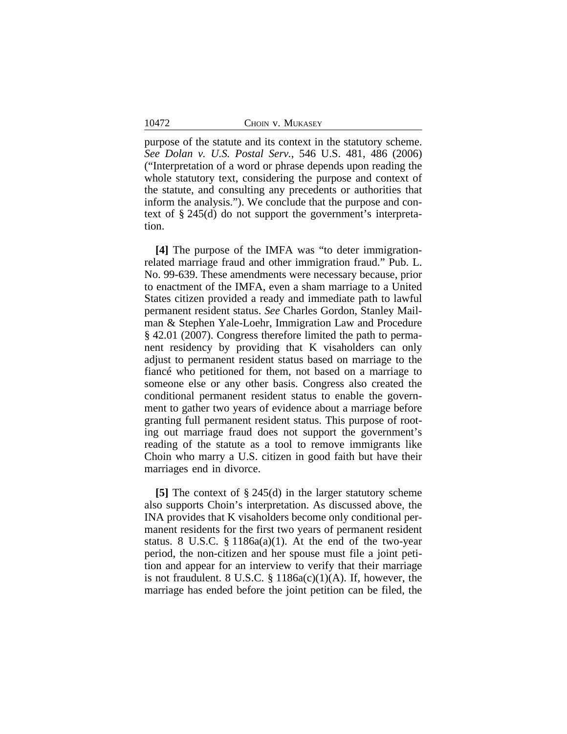purpose of the statute and its context in the statutory scheme. *See Dolan v. U.S. Postal Serv.*, 546 U.S. 481, 486 (2006) ("Interpretation of a word or phrase depends upon reading the whole statutory text, considering the purpose and context of the statute, and consulting any precedents or authorities that inform the analysis."). We conclude that the purpose and context of § 245(d) do not support the government's interpretation.

**[4]** The purpose of the IMFA was "to deter immigration-related marriage fraud and other immigration fraud." Pub. L. No. 99-639. These amendments were necessary because, prior to enactment of the IMFA, even a sham marriage to a United States citizen provided a ready and immediate path to lawful permanent resident status. *See* Charles Gordon, Stanley Mailman & Stephen Yale-Loehr, Immigration Law and Procedure § 42.01 (2007). Congress therefore limited the path to permanent residency by providing that K visaholders can only adjust to permanent resident status based on marriage to the fiancé who petitioned for them, not based on a marriage to someone else or any other basis. Congress also created the conditional permanent resident status to enable the government to gather two years of evidence about a marriage before granting full permanent resident status. This purpose of rooting out marriage fraud does not support the government's reading of the statute as a tool to remove immigrants like Choin who marry a U.S. citizen in good faith but have their marriages end in divorce.

**[5]** The context of § 245(d) in the larger statutory scheme also supports Choin's interpretation. As discussed above, the INA provides that K visaholders become only conditional permanent residents for the first two years of permanent resident status. 8 U.S.C. § 1186a(a)(1). At the end of the two-year period, the non-citizen and her spouse must file a joint petition and appear for an interview to verify that their marriage is not fraudulent. 8 U.S.C. § 1186a(c)(1)(A). If, however, the marriage has ended before the joint petition can be filed, the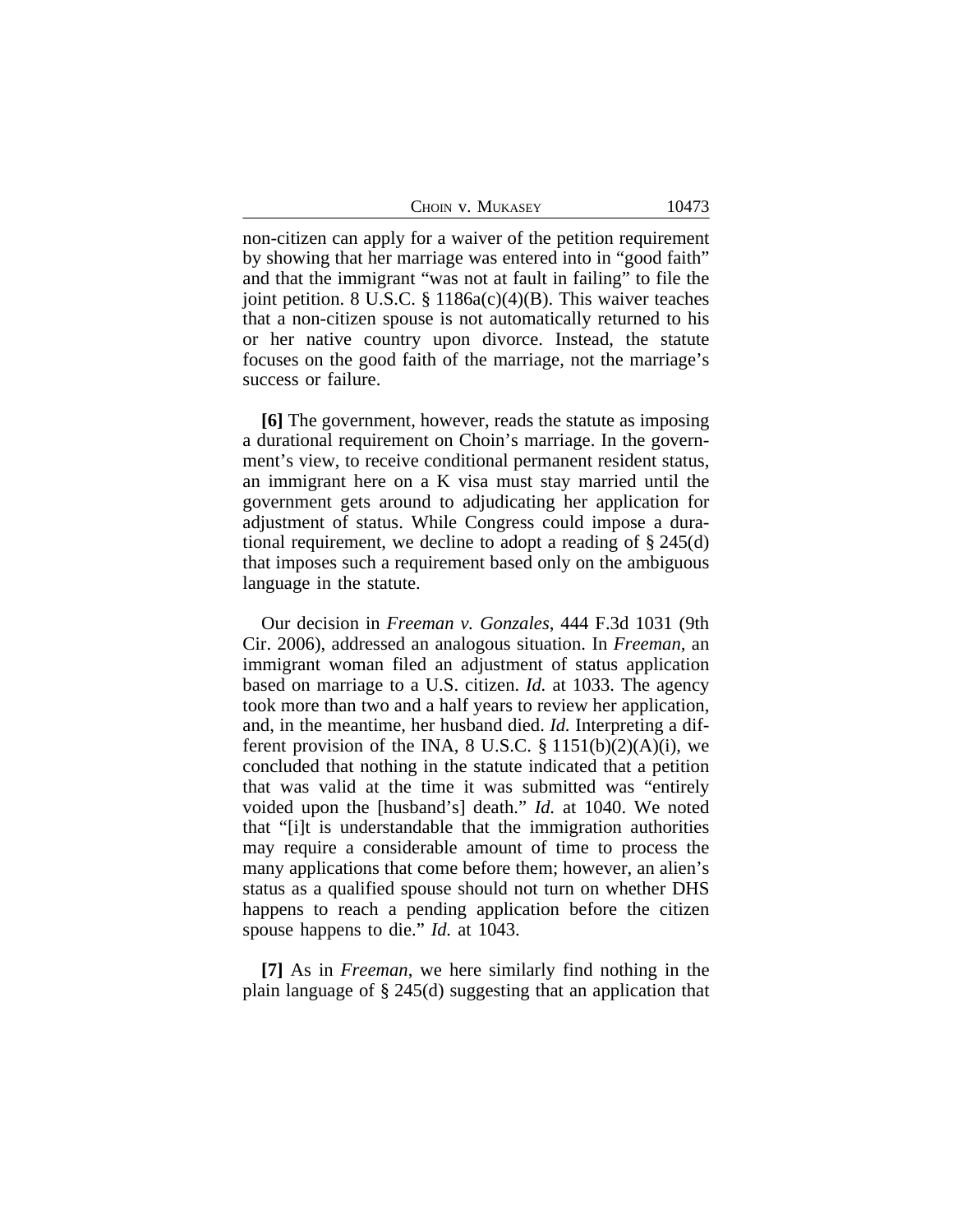non-citizen can apply for a waiver of the petition requirement by showing that her marriage was entered into in "good faith" and that the immigrant "was not at fault in failing" to file the joint petition. 8 U.S.C. § 1186a(c)(4)(B). This waiver teaches that a non-citizen spouse is not automatically returned to his or her native country upon divorce. Instead, the statute focuses on the good faith of the marriage, not the marriage's success or failure.

**[6]** The government, however, reads the statute as imposing a durational requirement on Choin's marriage. In the government's view, to receive conditional permanent resident status, an immigrant here on a K visa must stay married until the government gets around to adjudicating her application for adjustment of status. While Congress could impose a durational requirement, we decline to adopt a reading of § 245(d) that imposes such a requirement based only on the ambiguous language in the statute.

Our decision in *Freeman v. Gonzales*, 444 F.3d 1031 (9th Cir. 2006), addressed an analogous situation. In *Freeman*, an immigrant woman filed an adjustment of status application based on marriage to a U.S. citizen. *Id.* at 1033. The agency took more than two and a half years to review her application, and, in the meantime, her husband died. *Id.* Interpreting a different provision of the INA, 8 U.S.C. § 1151(b)(2)(A)(i), we concluded that nothing in the statute indicated that a petition that was valid at the time it was submitted was "entirely voided upon the [husband's] death." *Id.* at 1040. We noted that "[i]t is understandable that the immigration authorities may require a considerable amount of time to process the many applications that come before them; however, an alien's status as a qualified spouse should not turn on whether DHS happens to reach a pending application before the citizen spouse happens to die." *Id.* at 1043.

**[7]** As in *Freeman*, we here similarly find nothing in the plain language of § 245(d) suggesting that an application that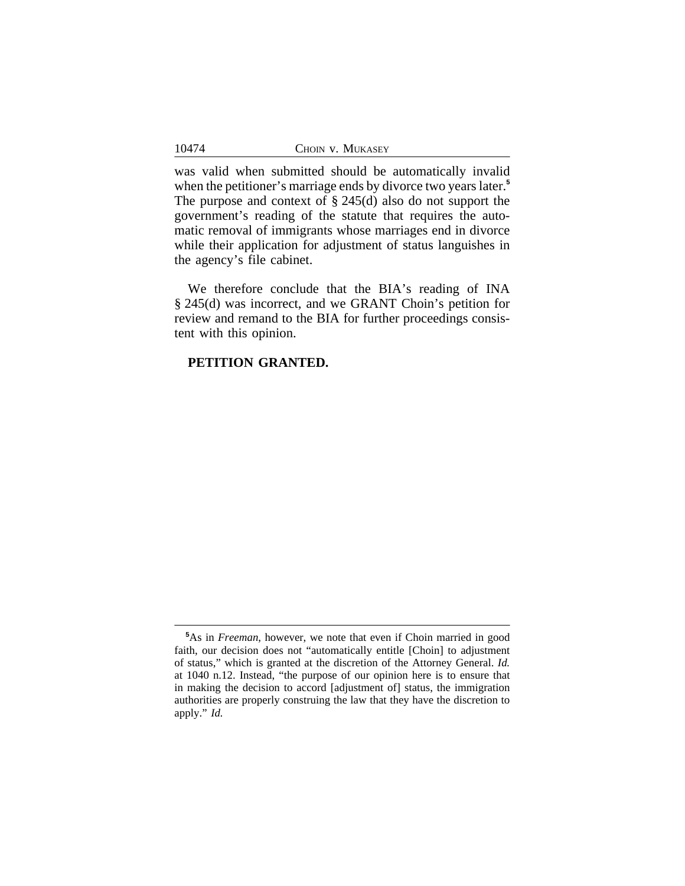was valid when submitted should be automatically invalid when the petitioner's marriage ends by divorce two years later.[5] The purpose and context of § 245(d) also do not support the government's reading of the statute that requires the automatic removal of immigrants whose marriages end in divorce while their application for adjustment of status languishes in the agency's file cabinet.

We therefore conclude that the BIA's reading of INA § 245(d) was incorrect, and we GRANT Choin's petition for review and remand to the BIA for further proceedings consistent with this opinion.

**PETITION GRANTED.**

---

[5]As in *Freeman*, however, we note that even if Choin married in good faith, our decision does not "automatically entitle [Choin] to adjustment of status," which is granted at the discretion of the Attorney General. *Id.* at 1040 n.12. Instead, "the purpose of our opinion here is to ensure that in making the decision to accord [adjustment of] status, the immigration authorities are properly construing the law that they have the discretion to apply." *Id.*